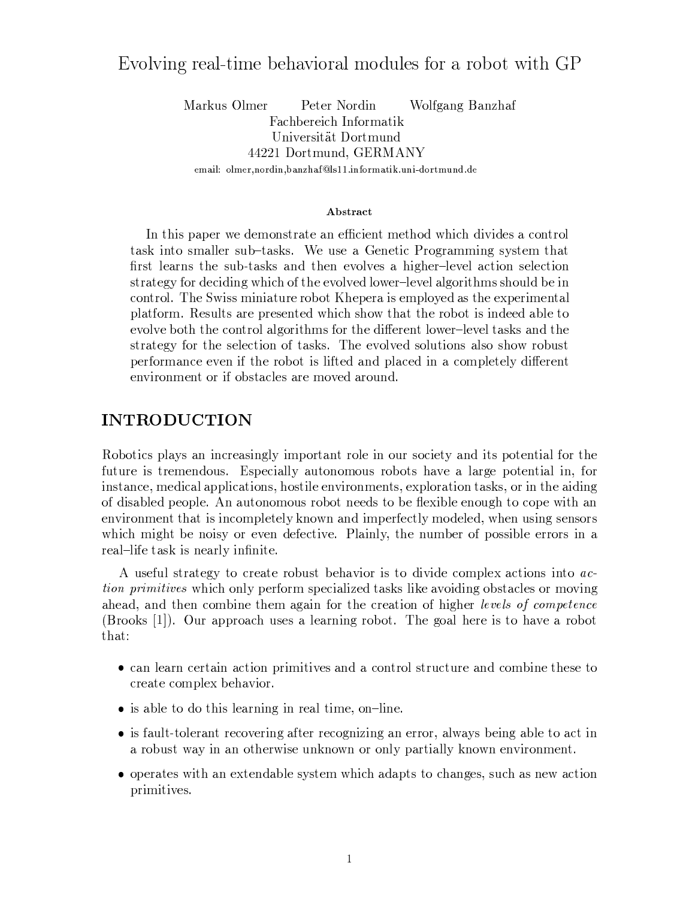# Evolving real-time behavioral modules for a robot with GP

Markus Olmer Peter Nordin Wolfgang Banzhaf
Fachbereich Informatik
Universität Dortmund
44221 Dortmund, GERMANY
email: olmer,nordin,banzhaf@ls11.informatik.uni-dortmund.de

### Abstract

In this paper we demonstrate an efficient method which divides a control task into smaller sub–tasks. We use a Genetic Programming system that first learns the sub-tasks and then evolves a higher–level action selection strategy for deciding which of the evolved lower–level algorithms should be in control. The Swiss miniature robot Khepera is employed as the experimental platform. Results are presented which show that the robot is indeed able to evolve both the control algorithms for the different lower–level tasks and the strategy for the selection of tasks. The evolved solutions also show robust performance even if the robot is lifted and placed in a completely different environment or if obstacles are moved around.

## INTRODUCTION

Robotics plays an increasingly important role in our society and its potential for the future is tremendous. Especially autonomous robots have a large potential in, for instance, medical applications, hostile environments, exploration tasks, or in the aiding of disabled people. An autonomous robot needs to be flexible enough to cope with an environment that is incompletely known and imperfectly modeled, when using sensors which might be noisy or even defective. Plainly, the number of possible errors in a real–life task is nearly infinite.

A useful strategy to create robust behavior is to divide complex actions into *action primitives* which only perform specialized tasks like avoiding obstacles or moving ahead, and then combine them again for the creation of higher *levels of competence* (Brooks [1]). Our approach uses a learning robot. The goal here is to have a robot that:

- can learn certain action primitives and a control structure and combine these to create complex behavior.
- is able to do this learning in real time, on–line.
- is fault-tolerant recovering after recognizing an error, always being able to act in a robust way in an otherwise unknown or only partially known environment.
- operates with an extendable system which adapts to changes, such as new action primitives.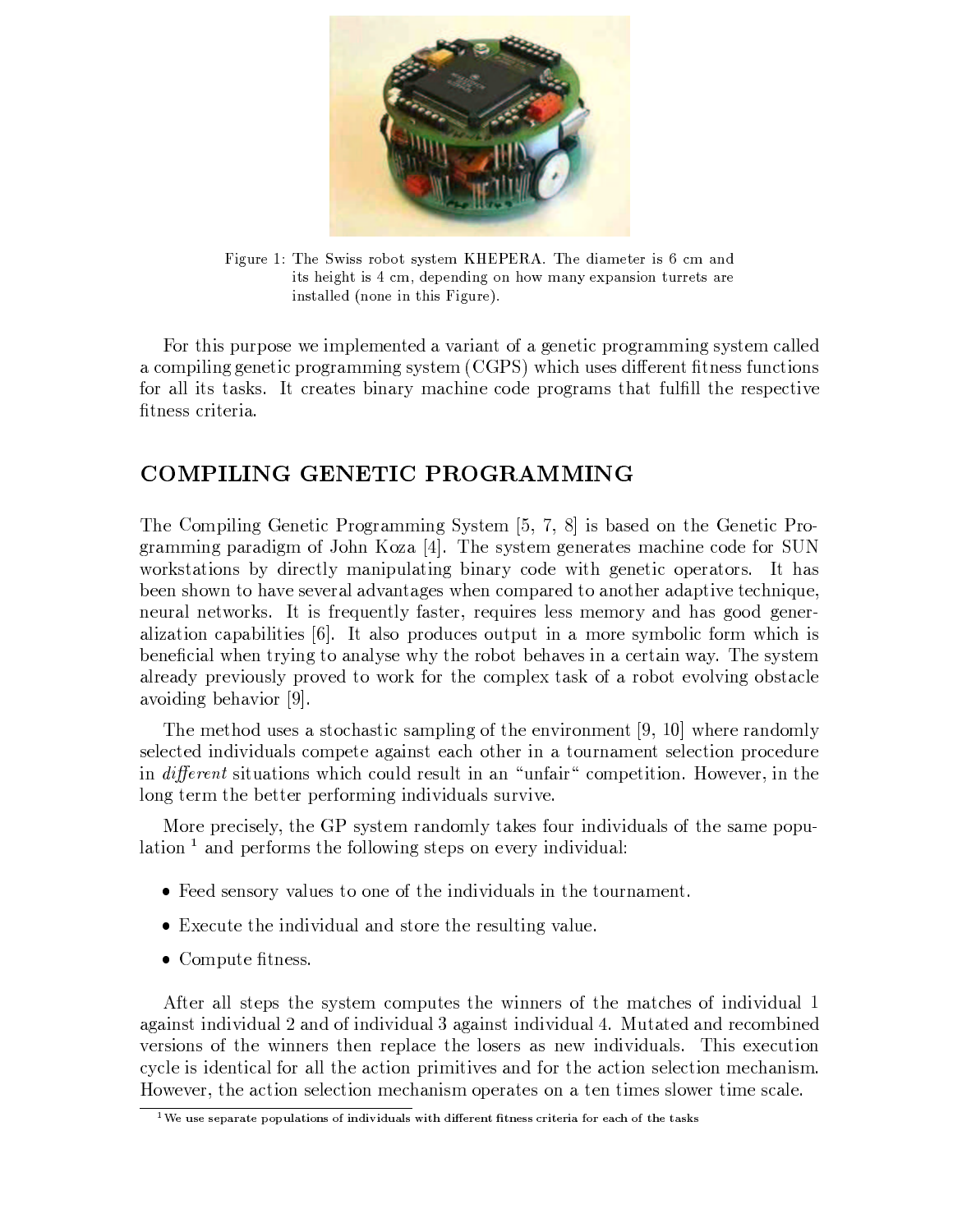Figure 1: The Swiss robot system KHEPERA. The diameter is 6 cm and its height is 4 cm, depending on how many expansion turrets are installed (none in this Figure).

For this purpose we implemented a variant of a genetic programming system called a compiling genetic programming system (CGPS) which uses different fitness functions for all its tasks. It creates binary machine code programs that fulfill the respective fitness criteria.

## COMPILING GENETIC PROGRAMMING

The Compiling Genetic Programming System [5, 7, 8] is based on the Genetic Programming paradigm of John Koza [4]. The system generates machine code for SUN workstations by directly manipulating binary code with genetic operators. It has been shown to have several advantages when compared to another adaptive technique, neural networks. It is frequently faster, requires less memory and has good generalization capabilities [6]. It also produces output in a more symbolic form which is beneficial when trying to analyse why the robot behaves in a certain way. The system already previously proved to work for the complex task of a robot evolving obstacle avoiding behavior [9].

The method uses a stochastic sampling of the environment [9, 10] where randomly selected individuals compete against each other in a tournament selection procedure in *different* situations which could result in an "unfair" competition. However, in the long term the better performing individuals survive.

More precisely, the GP system randomly takes four individuals of the same population [1] and performs the following steps on every individual:

- Feed sensory values to one of the individuals in the tournament.
- Execute the individual and store the resulting value.
- Compute fitness.

After all steps the system computes the winners of the matches of individual 1 against individual 2 and of individual 3 against individual 4. Mutated and recombined versions of the winners then replace the losers as new individuals. This execution cycle is identical for all the action primitives and for the action selection mechanism. However, the action selection mechanism operates on a ten times slower time scale.

[1] We use separate populations of individuals with different fitness criteria for each of the tasks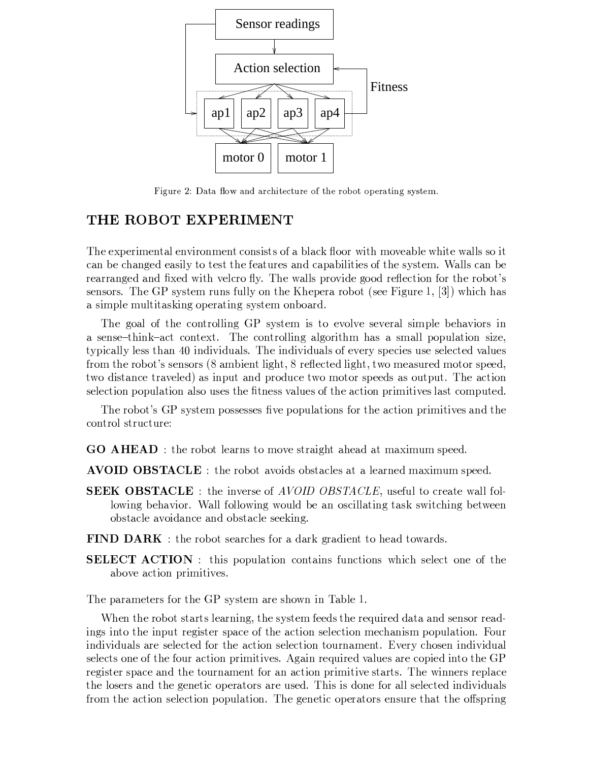Figure 2: Data flow and architecture of the robot operating system.

## THE ROBOT EXPERIMENT

The experimental environment consists of a black floor with moveable white walls so it can be changed easily to test the features and capabilities of the system. Walls can be rearranged and fixed with velcro fly. The walls provide good reflection for the robot's sensors. The GP system runs fully on the Khepera robot (see Figure 1, [3]) which has a simple multitasking operating system onboard.

The goal of the controlling GP system is to evolve several simple behaviors in a sense–think–act context. The controlling algorithm has a small population size, typically less than 40 individuals. The individuals of every species use selected values from the robot's sensors (8 ambient light, 8 reflected light, two measured motor speed, two distance traveled) as input and produce two motor speeds as output. The action selection population also uses the fitness values of the action primitives last computed.

The robot's GP system possesses five populations for the action primitives and the control structure:

**GO AHEAD** : the robot learns to move straight ahead at maximum speed.

**AVOID OBSTACLE** : the robot avoids obstacles at a learned maximum speed.

**SEEK OBSTACLE** : the inverse of *AVOID OBSTACLE*, useful to create wall following behavior. Wall following would be an oscillating task switching between obstacle avoidance and obstacle seeking.

**FIND DARK** : the robot searches for a dark gradient to head towards.

**SELECT ACTION** : this population contains functions which select one of the above action primitives.

The parameters for the GP system are shown in Table 1.

When the robot starts learning, the system feeds the required data and sensor readings into the input register space of the action selection mechanism population. Four individuals are selected for the action selection tournament. Every chosen individual selects one of the four action primitives. Again required values are copied into the GP register space and the tournament for an action primitive starts. The winners replace the losers and the genetic operators are used. This is done for all selected individuals from the action selection population. The genetic operators ensure that the offspring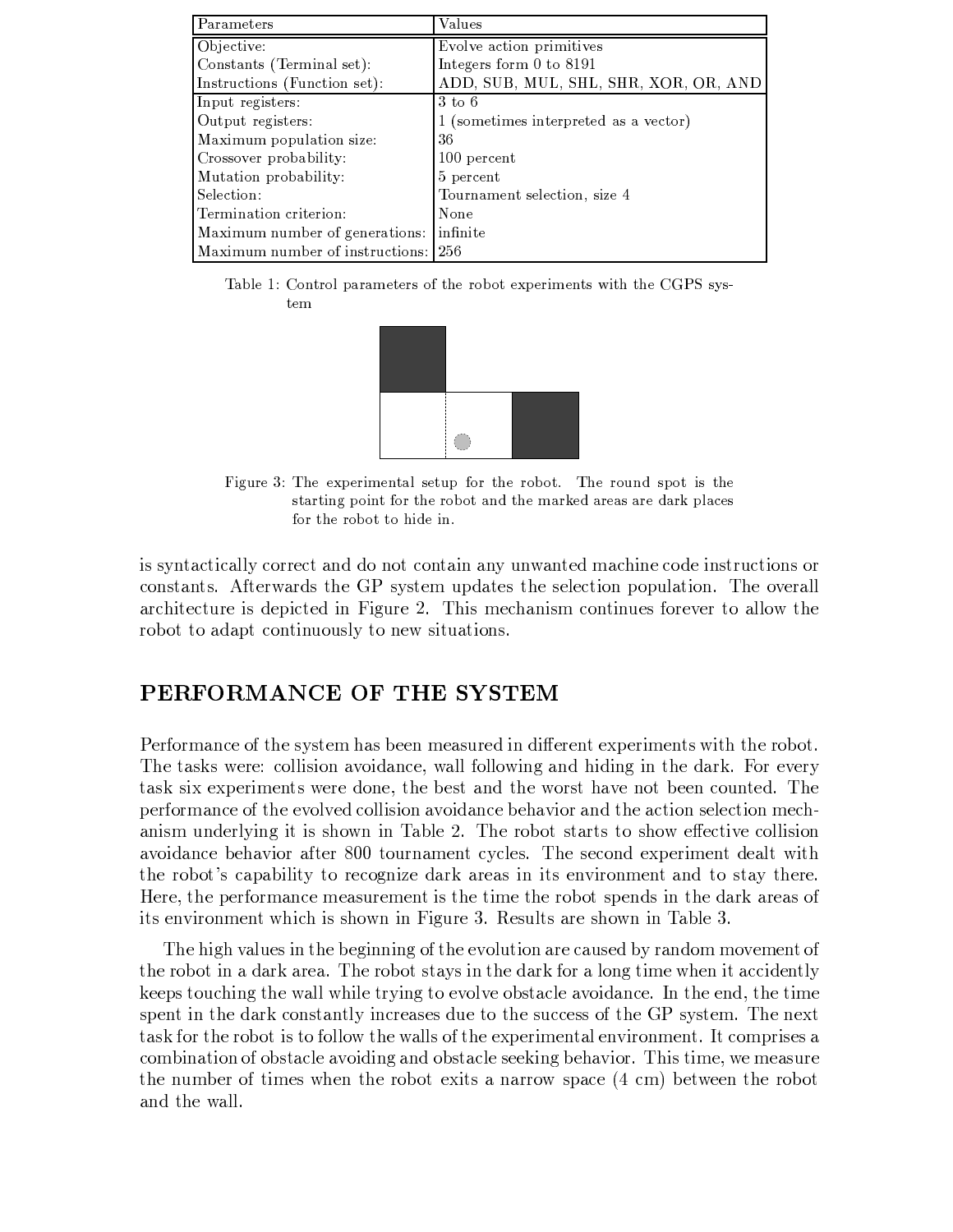| Parameters | Values |
|---|---|
| Objective: | Evolve action primitives |
| Constants (Terminal set): | Integers form 0 to 8191 |
| Instructions (Function set): | ADD, SUB, MUL, SHL, SHR, XOR, OR, AND |
| Input registers: | 3 to 6 |
| Output registers: | 1 (sometimes interpreted as a vector) |
| Maximum population size: | 36 |
| Crossover probability: | 100 percent |
| Mutation probability: | 5 percent |
| Selection: | Tournament selection, size 4 |
| Termination criterion: | None |
| Maximum number of generations: | infinite |
| Maximum number of instructions: | 256 |

Table 1: Control parameters of the robot experiments with the CGPS system

Figure 3: The experimental setup for the robot. The round spot is the starting point for the robot and the marked areas are dark places for the robot to hide in.

is syntactically correct and do not contain any unwanted machine code instructions or constants. Afterwards the GP system updates the selection population. The overall architecture is depicted in Figure 2. This mechanism continues forever to allow the robot to adapt continuously to new situations.

## PERFORMANCE OF THE SYSTEM

Performance of the system has been measured in different experiments with the robot. The tasks were: collision avoidance, wall following and hiding in the dark. For every task six experiments were done, the best and the worst have not been counted. The performance of the evolved collision avoidance behavior and the action selection mechanism underlying it is shown in Table 2. The robot starts to show effective collision avoidance behavior after 800 tournament cycles. The second experiment dealt with the robot's capability to recognize dark areas in its environment and to stay there. Here, the performance measurement is the time the robot spends in the dark areas of its environment which is shown in Figure 3. Results are shown in Table 3.

The high values in the beginning of the evolution are caused by random movement of the robot in a dark area. The robot stays in the dark for a long time when it accidently keeps touching the wall while trying to evolve obstacle avoidance. In the end, the time spent in the dark constantly increases due to the success of the GP system. The next task for the robot is to follow the walls of the experimental environment. It comprises a combination of obstacle avoiding and obstacle seeking behavior. This time, we measure the number of times when the robot exits a narrow space (4 cm) between the robot and the wall.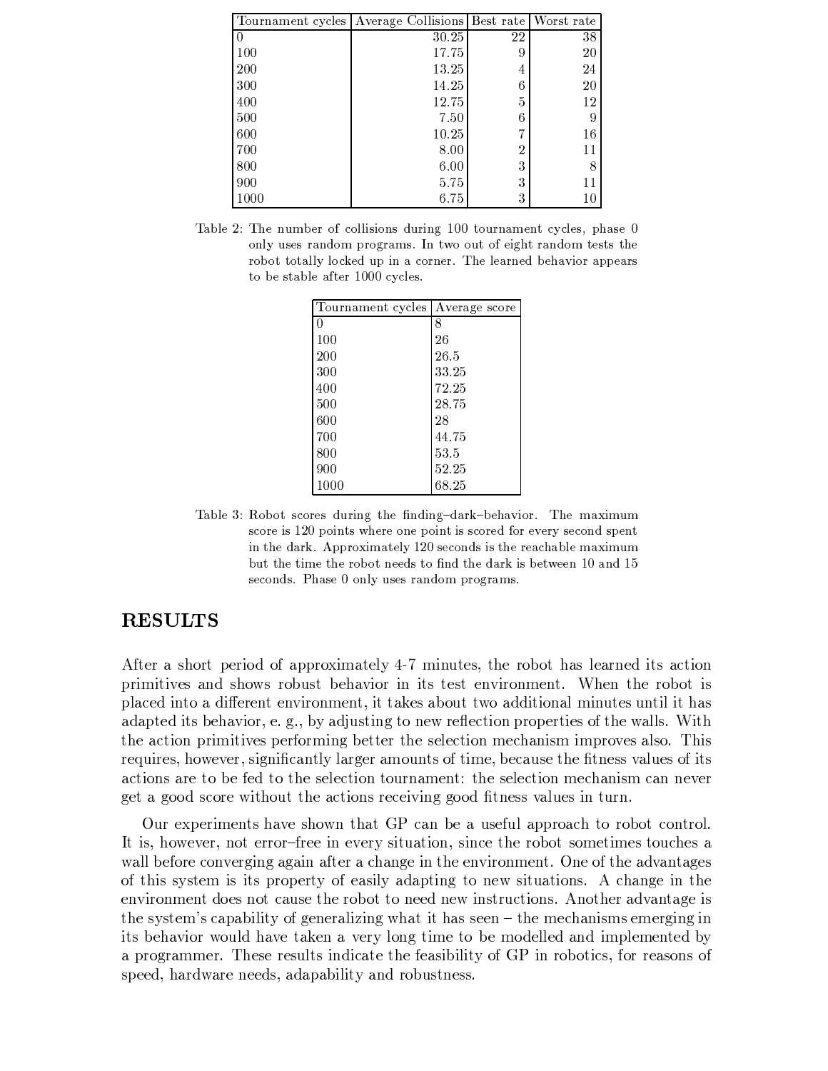| Tournament cycles | Average Collisions | Best rate | Worst rate |
|---|---|---|---|
| 0 | 30.25 | 22 | 38 |
| 100 | 17.75 | 9 | 20 |
| 200 | 13.25 | 4 | 24 |
| 300 | 14.25 | 6 | 20 |
| 400 | 12.75 | 5 | 12 |
| 500 | 7.50 | 6 | 9 |
| 600 | 10.25 | 7 | 16 |
| 700 | 8.00 | 2 | 11 |
| 800 | 6.00 | 3 | 8 |
| 900 | 5.75 | 3 | 11 |
| 1000 | 6.75 | 3 | 10 |

Table 2: The number of collisions during 100 tournament cycles, phase 0 only uses random programs. In two out of eight random tests the robot totally locked up in a corner. The learned behavior appears to be stable after 1000 cycles.

| Tournament cycles | Average score |
|---|---|
| 0 | 8 |
| 100 | 26 |
| 200 | 26.5 |
| 300 | 33.25 |
| 400 | 72.25 |
| 500 | 28.75 |
| 600 | 28 |
| 700 | 44.75 |
| 800 | 53.5 |
| 900 | 52.25 |
| 1000 | 68.25 |

Table 3: Robot scores during the finding–dark–behavior. The maximum score is 120 points where one point is scored for every second spent in the dark. Approximately 120 seconds is the reachable maximum but the time the robot needs to find the dark is between 10 and 15 seconds. Phase 0 only uses random programs.

## RESULTS

After a short period of approximately 4-7 minutes, the robot has learned its action primitives and shows robust behavior in its test environment. When the robot is placed into a different environment, it takes about two additional minutes until it has adapted its behavior, e. g., by adjusting to new reflection properties of the walls. With the action primitives performing better the selection mechanism improves also. This requires, however, significantly larger amounts of time, because the fitness values of its actions are to be fed to the selection tournament: the selection mechanism can never get a good score without the actions receiving good fitness values in turn.

Our experiments have shown that GP can be a useful approach to robot control. It is, however, not error–free in every situation, since the robot sometimes touches a wall before converging again after a change in the environment. One of the advantages of this system is its property of easily adapting to new situations. A change in the environment does not cause the robot to need new instructions. Another advantage is the system's capability of generalizing what it has seen – the mechanisms emerging in its behavior would have taken a very long time to be modelled and implemented by a programmer. These results indicate the feasibility of GP in robotics, for reasons of speed, hardware needs, adapability and robustness.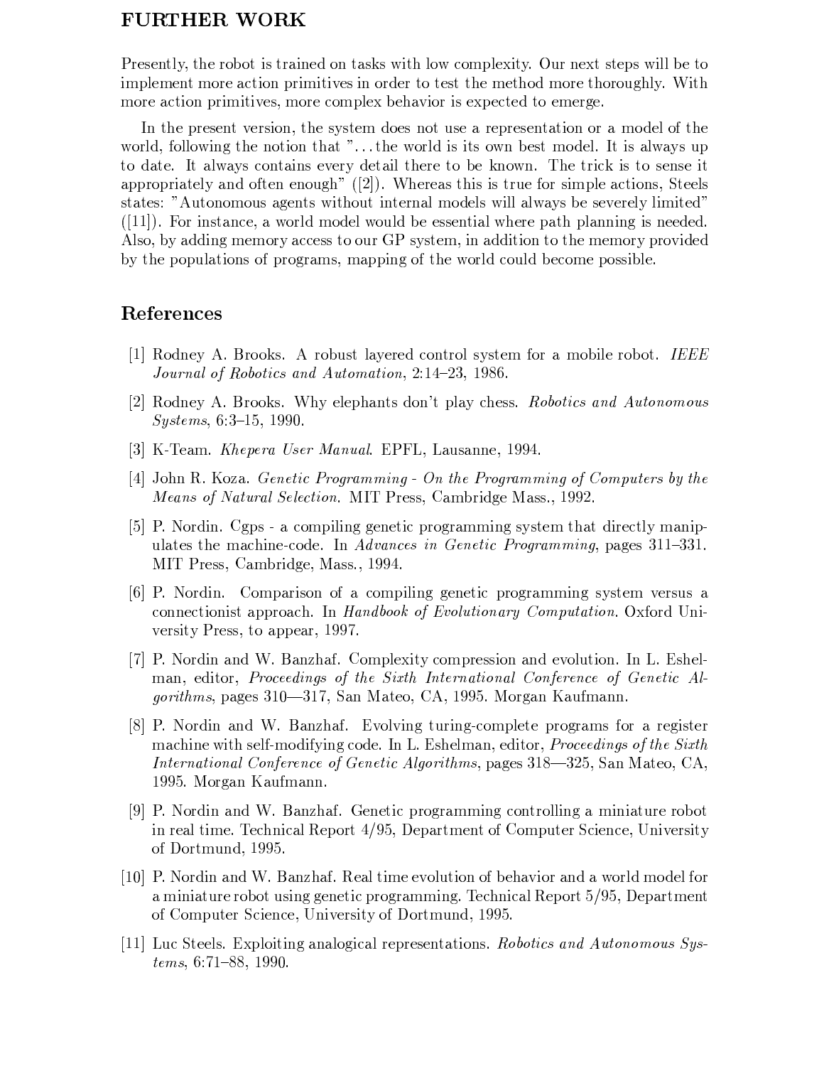## FURTHER WORK

Presently, the robot is trained on tasks with low complexity. Our next steps will be to implement more action primitives in order to test the method more thoroughly. With more action primitives, more complex behavior is expected to emerge.

In the present version, the system does not use a representation or a model of the world, following the notion that "...the world is its own best model. It is always up to date. It always contains every detail there to be known. The trick is to sense it appropriately and often enough" ([2]). Whereas this is true for simple actions, Steels states: "Autonomous agents without internal models will always be severely limited" ([11]). For instance, a world model would be essential where path planning is needed. Also, by adding memory access to our GP system, in addition to the memory provided by the populations of programs, mapping of the world could become possible.

## References

[1] Rodney A. Brooks. A robust layered control system for a mobile robot. *IEEE Journal of Robotics and Automation*, 2:14–23, 1986.

[2] Rodney A. Brooks. Why elephants don't play chess. *Robotics and Autonomous Systems*, 6:3–15, 1990.

[3] K-Team. *Khepera User Manual*. EPFL, Lausanne, 1994.

[4] John R. Koza. *Genetic Programming - On the Programming of Computers by the Means of Natural Selection*. MIT Press, Cambridge Mass., 1992.

[5] P. Nordin. Cgps - a compiling genetic programming system that directly manipulates the machine-code. In *Advances in Genetic Programming*, pages 311–331. MIT Press, Cambridge, Mass., 1994.

[6] P. Nordin. Comparison of a compiling genetic programming system versus a connectionist approach. In *Handbook of Evolutionary Computation*. Oxford University Press, to appear, 1997.

[7] P. Nordin and W. Banzhaf. Complexity compression and evolution. In L. Eshelman, editor, *Proceedings of the Sixth International Conference of Genetic Algorithms*, pages 310—317, San Mateo, CA, 1995. Morgan Kaufmann.

[8] P. Nordin and W. Banzhaf. Evolving turing-complete programs for a register machine with self-modifying code. In L. Eshelman, editor, *Proceedings of the Sixth International Conference of Genetic Algorithms*, pages 318—325, San Mateo, CA, 1995. Morgan Kaufmann.

[9] P. Nordin and W. Banzhaf. Genetic programming controlling a miniature robot in real time. Technical Report 4/95, Department of Computer Science, University of Dortmund, 1995.

[10] P. Nordin and W. Banzhaf. Real time evolution of behavior and a world model for a miniature robot using genetic programming. Technical Report 5/95, Department of Computer Science, University of Dortmund, 1995.

[11] Luc Steels. Exploiting analogical representations. *Robotics and Autonomous Systems*, 6:71–88, 1990.